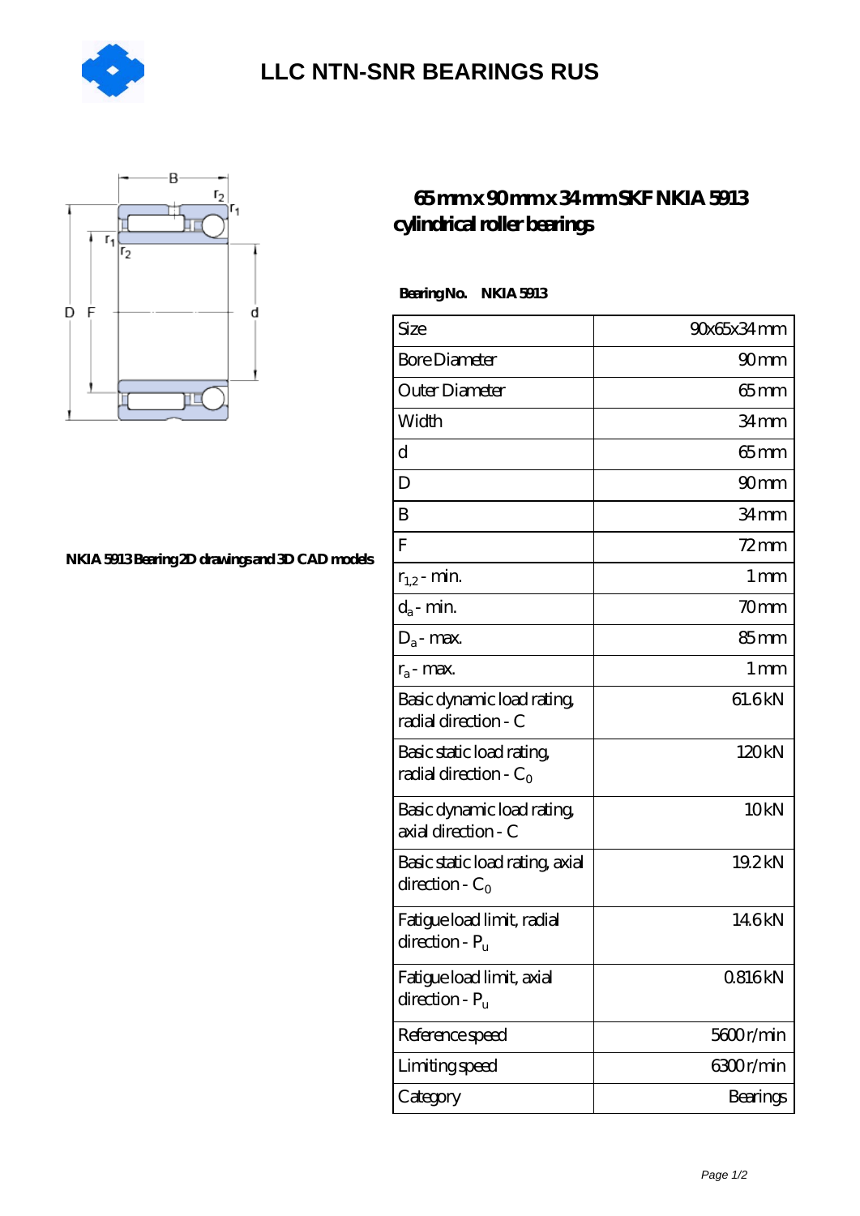# LLC NTN-SNR BEARINGS RUS

## 65 mm x 90 mm x 34 mm SKF NKIA 5913 cylindrical roller bearings

NKIA 5913 Bearing 2D drawings and 3D CAD models

**Bearing No. NKIA 5913**

| Size | 90x65x34 mm |
|---|---|
| Bore Diameter | 90 mm |
| Outer Diameter | 65 mm |
| Width | 34 mm |
| d | 65 mm |
| D | 90 mm |
| B | 34 mm |
| F | 72 mm |
| $r_{1,2}$ - min. | 1 mm |
| $d_a$ - min. | 70 mm |
| $D_a$ - max. | 85 mm |
| $r_a$ - max. | 1 mm |
| Basic dynamic load rating, radial direction - C | 61.6 kN |
| Basic static load rating, radial direction - $C_0$ | 120 kN |
| Basic dynamic load rating, axial direction - C | 10 kN |
| Basic static load rating, axial direction - $C_0$ | 19.2 kN |
| Fatigue load limit, radial direction - $P_u$ | 14.6 kN |
| Fatigue load limit, axial direction - $P_u$ | 0.816 kN |
| Reference speed | 5600 r/min |
| Limiting speed | 6300 r/min |
| Category | Bearings |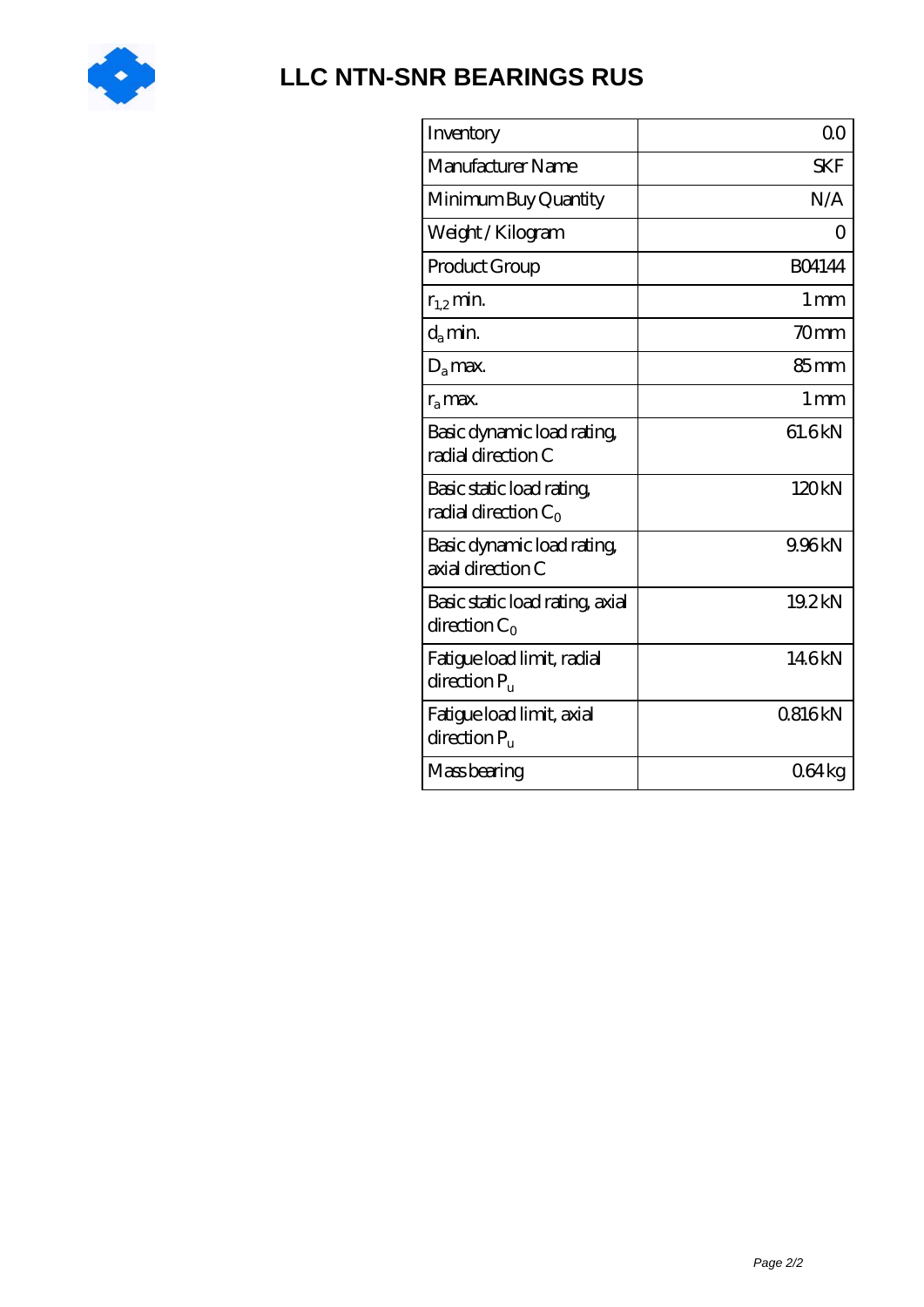# LLC NTN-SNR BEARINGS RUS

| | |
|---|---|
| Inventory | 0.0 |
| Manufacturer Name | SKF |
| Minimum Buy Quantity | N/A |
| Weight / Kilogram | 0 |
| Product Group | B04144 |
| $r_{1,2}$ min. | 1 mm |
| $d_a$ min. | 70 mm |
| $D_a$ max. | 85 mm |
| $r_a$ max. | 1 mm |
| Basic dynamic load rating, radial direction C | 61.6 kN |
| Basic static load rating, radial direction $C_0$ | 120 kN |
| Basic dynamic load rating, axial direction C | 9.96 kN |
| Basic static load rating, axial direction $C_0$ | 19.2 kN |
| Fatigue load limit, radial direction $P_u$ | 14.6 kN |
| Fatigue load limit, axial direction $P_u$ | 0.816 kN |
| Mass bearing | 0.64 kg |